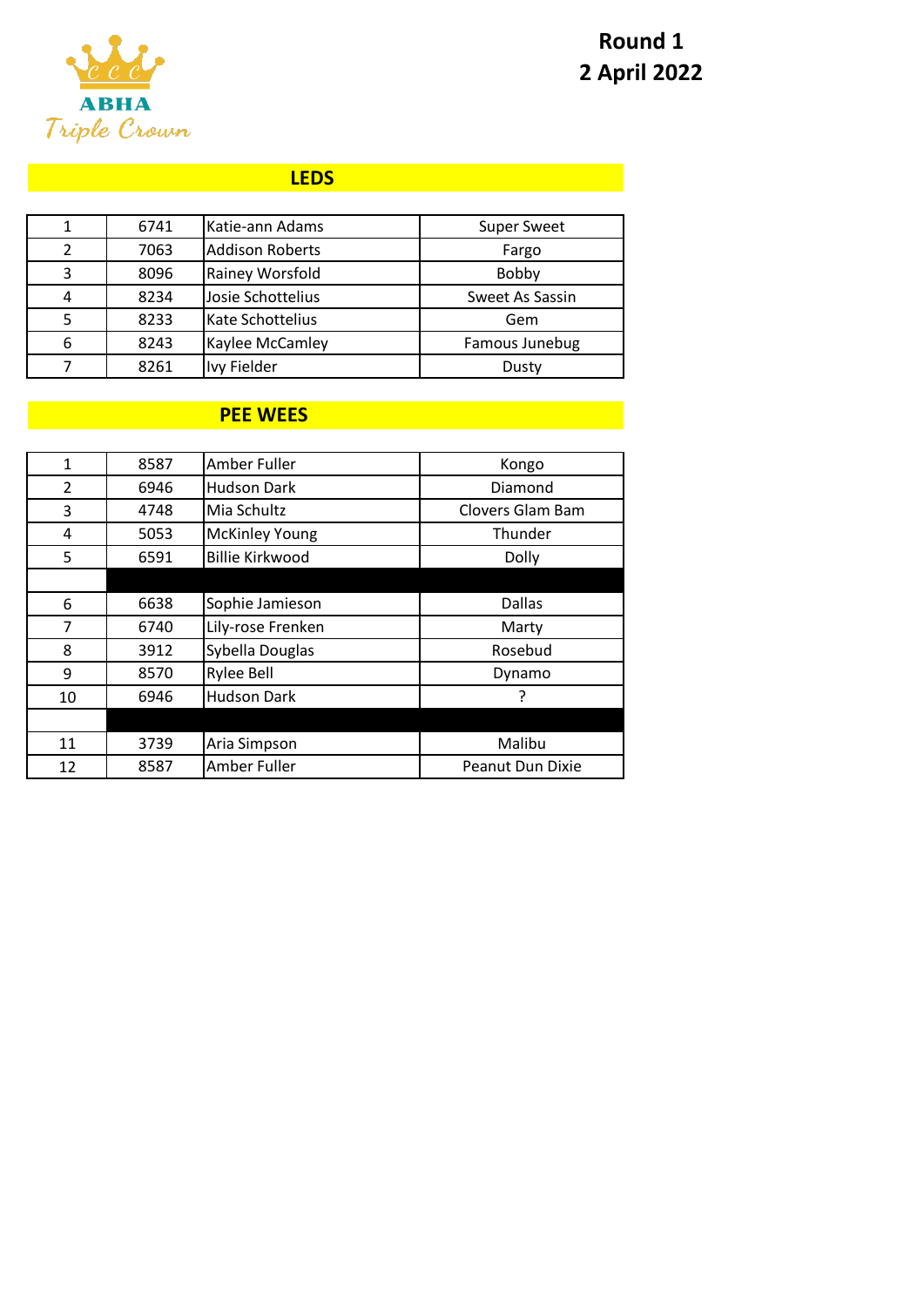ABHA Triple Crown

**Round 1**
**2 April 2022**

## LEDS

| | | | |
|---|---|---|---|
| 1 | 6741 | Katie-ann Adams | Super Sweet |
| 2 | 7063 | Addison Roberts | Fargo |
| 3 | 8096 | Rainey Worsfold | Bobby |
| 4 | 8234 | Josie Schottelius | Sweet As Sassin |
| 5 | 8233 | Kate Schottelius | Gem |
| 6 | 8243 | Kaylee McCamley | Famous Junebug |
| 7 | 8261 | Ivy Fielder | Dusty |

## PEE WEES

| | | | |
|---|---|---|---|
| 1 | 8587 | Amber Fuller | Kongo |
| 2 | 6946 | Hudson Dark | Diamond |
| 3 | 4748 | Mia Schultz | Clovers Glam Bam |
| 4 | 5053 | McKinley Young | Thunder |
| 5 | 6591 | Billie Kirkwood | Dolly |
| | | | |
| 6 | 6638 | Sophie Jamieson | Dallas |
| 7 | 6740 | Lily-rose Frenken | Marty |
| 8 | 3912 | Sybella Douglas | Rosebud |
| 9 | 8570 | Rylee Bell | Dynamo |
| 10 | 6946 | Hudson Dark | ? |
| | | | |
| 11 | 3739 | Aria Simpson | Malibu |
| 12 | 8587 | Amber Fuller | Peanut Dun Dixie |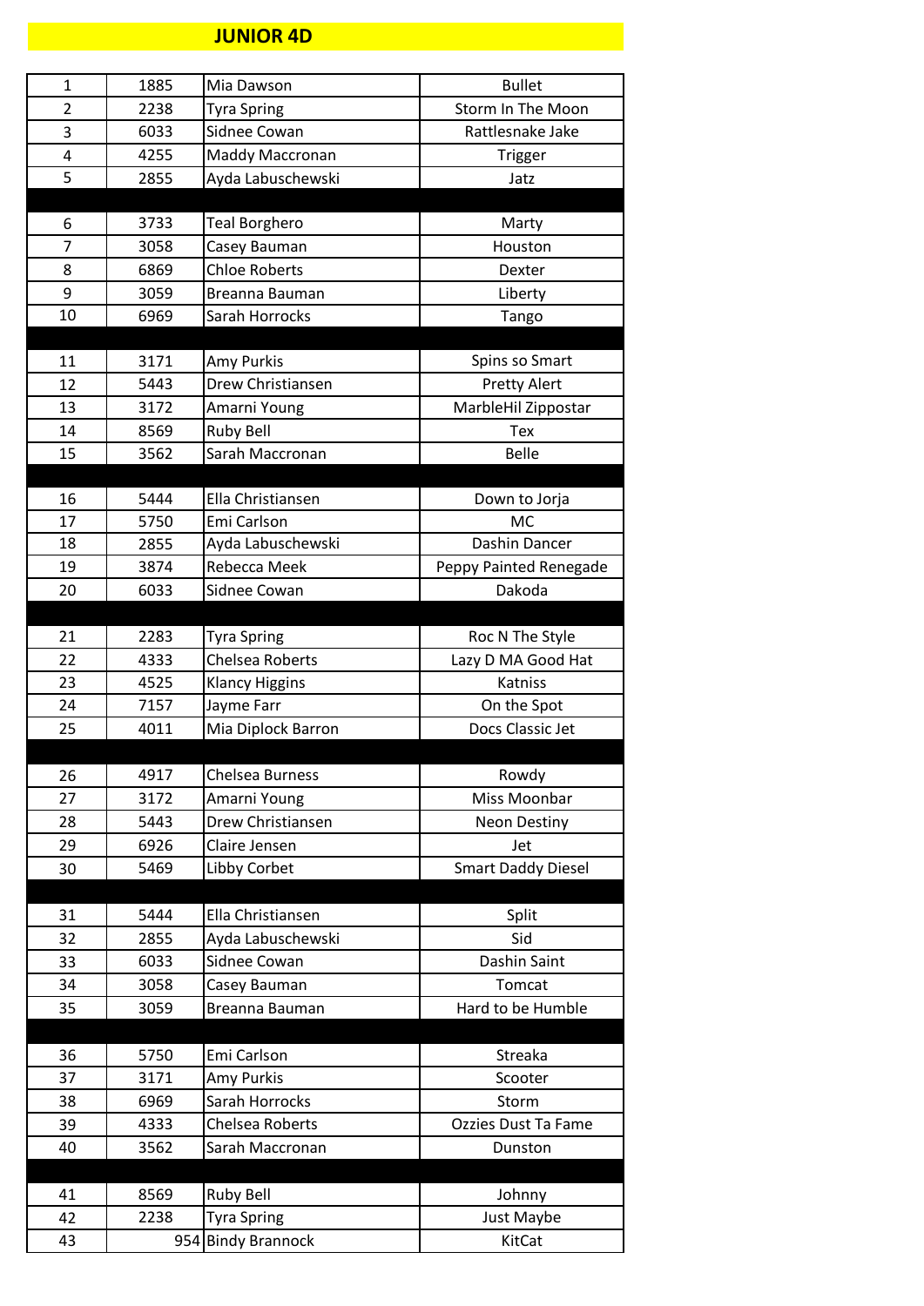# JUNIOR 4D

| | | | |
|---|---|---|---|
| 1 | 1885 | Mia Dawson | Bullet |
| 2 | 2238 | Tyra Spring | Storm In The Moon |
| 3 | 6033 | Sidnee Cowan | Rattlesnake Jake |
| 4 | 4255 | Maddy Maccronan | Trigger |
| 5 | 2855 | Ayda Labuschewski | Jatz |
| | | | |
| 6 | 3733 | Teal Borghero | Marty |
| 7 | 3058 | Casey Bauman | Houston |
| 8 | 6869 | Chloe Roberts | Dexter |
| 9 | 3059 | Breanna Bauman | Liberty |
| 10 | 6969 | Sarah Horrocks | Tango |
| | | | |
| 11 | 3171 | Amy Purkis | Spins so Smart |
| 12 | 5443 | Drew Christiansen | Pretty Alert |
| 13 | 3172 | Amarni Young | MarbleHil Zippostar |
| 14 | 8569 | Ruby Bell | Tex |
| 15 | 3562 | Sarah Maccronan | Belle |
| | | | |
| 16 | 5444 | Ella Christiansen | Down to Jorja |
| 17 | 5750 | Emi Carlson | MC |
| 18 | 2855 | Ayda Labuschewski | Dashin Dancer |
| 19 | 3874 | Rebecca Meek | Peppy Painted Renegade |
| 20 | 6033 | Sidnee Cowan | Dakoda |
| | | | |
| 21 | 2283 | Tyra Spring | Roc N The Style |
| 22 | 4333 | Chelsea Roberts | Lazy D MA Good Hat |
| 23 | 4525 | Klancy Higgins | Katniss |
| 24 | 7157 | Jayme Farr | On the Spot |
| 25 | 4011 | Mia Diplock Barron | Docs Classic Jet |
| | | | |
| 26 | 4917 | Chelsea Burness | Rowdy |
| 27 | 3172 | Amarni Young | Miss Moonbar |
| 28 | 5443 | Drew Christiansen | Neon Destiny |
| 29 | 6926 | Claire Jensen | Jet |
| 30 | 5469 | Libby Corbet | Smart Daddy Diesel |
| | | | |
| 31 | 5444 | Ella Christiansen | Split |
| 32 | 2855 | Ayda Labuschewski | Sid |
| 33 | 6033 | Sidnee Cowan | Dashin Saint |
| 34 | 3058 | Casey Bauman | Tomcat |
| 35 | 3059 | Breanna Bauman | Hard to be Humble |
| | | | |
| 36 | 5750 | Emi Carlson | Streaka |
| 37 | 3171 | Amy Purkis | Scooter |
| 38 | 6969 | Sarah Horrocks | Storm |
| 39 | 4333 | Chelsea Roberts | Ozzies Dust Ta Fame |
| 40 | 3562 | Sarah Maccronan | Dunston |
| | | | |
| 41 | 8569 | Ruby Bell | Johnny |
| 42 | 2238 | Tyra Spring | Just Maybe |
| 43 | 954 | Bindy Brannock | KitCat |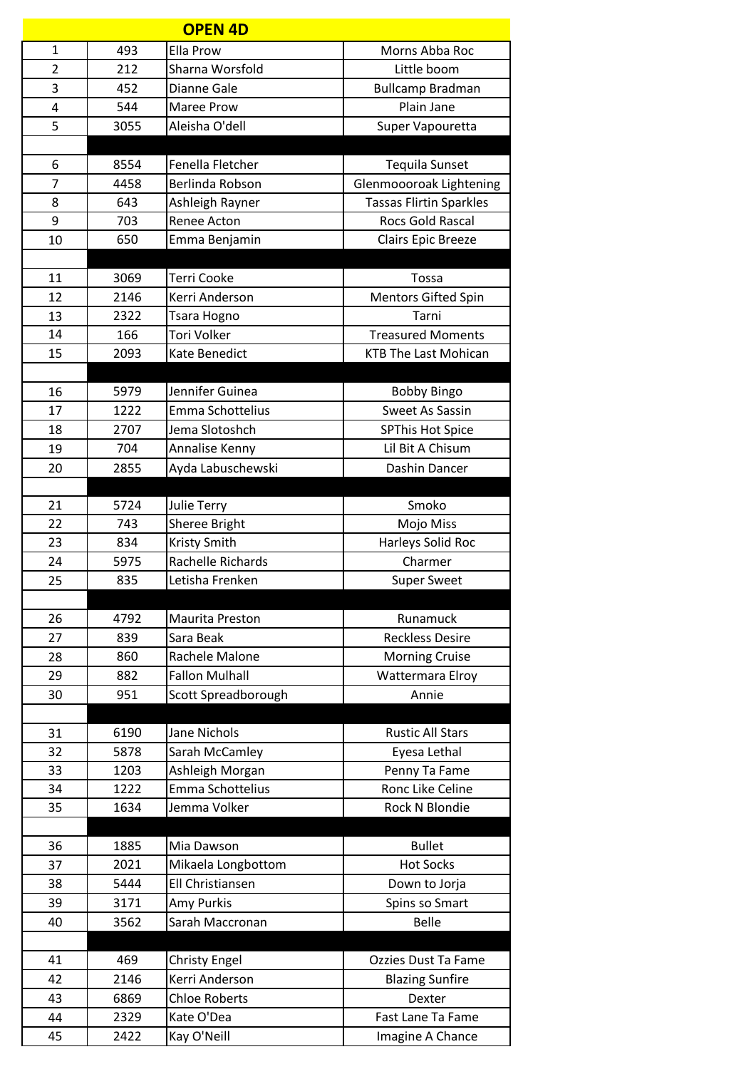| OPEN 4D | | | |
|---|---|---|---|
| 1 | 493 | Ella Prow | Morns Abba Roc |
| 2 | 212 | Sharna Worsfold | Little boom |
| 3 | 452 | Dianne Gale | Bullcamp Bradman |
| 4 | 544 | Maree Prow | Plain Jane |
| 5 | 3055 | Aleisha O'dell | Super Vapouretta |
| | | | |
| 6 | 8554 | Fenella Fletcher | Tequila Sunset |
| 7 | 4458 | Berlinda Robson | Glenmoooroak Lightening |
| 8 | 643 | Ashleigh Rayner | Tassas Flirtin Sparkles |
| 9 | 703 | Renee Acton | Rocs Gold Rascal |
| 10 | 650 | Emma Benjamin | Clairs Epic Breeze |
| | | | |
| 11 | 3069 | Terri Cooke | Tossa |
| 12 | 2146 | Kerri Anderson | Mentors Gifted Spin |
| 13 | 2322 | Tsara Hogno | Tarni |
| 14 | 166 | Tori Volker | Treasured Moments |
| 15 | 2093 | Kate Benedict | KTB The Last Mohican |
| | | | |
| 16 | 5979 | Jennifer Guinea | Bobby Bingo |
| 17 | 1222 | Emma Schottelius | Sweet As Sassin |
| 18 | 2707 | Jema Slotoshch | SPThis Hot Spice |
| 19 | 704 | Annalise Kenny | Lil Bit A Chisum |
| 20 | 2855 | Ayda Labuschewski | Dashin Dancer |
| | | | |
| 21 | 5724 | Julie Terry | Smoko |
| 22 | 743 | Sheree Bright | Mojo Miss |
| 23 | 834 | Kristy Smith | Harleys Solid Roc |
| 24 | 5975 | Rachelle Richards | Charmer |
| 25 | 835 | Letisha Frenken | Super Sweet |
| | | | |
| 26 | 4792 | Maurita Preston | Runamuck |
| 27 | 839 | Sara Beak | Reckless Desire |
| 28 | 860 | Rachele Malone | Morning Cruise |
| 29 | 882 | Fallon Mulhall | Wattermara Elroy |
| 30 | 951 | Scott Spreadborough | Annie |
| | | | |
| 31 | 6190 | Jane Nichols | Rustic All Stars |
| 32 | 5878 | Sarah McCamley | Eyesa Lethal |
| 33 | 1203 | Ashleigh Morgan | Penny Ta Fame |
| 34 | 1222 | Emma Schottelius | Ronc Like Celine |
| 35 | 1634 | Jemma Volker | Rock N Blondie |
| | | | |
| 36 | 1885 | Mia Dawson | Bullet |
| 37 | 2021 | Mikaela Longbottom | Hot Socks |
| 38 | 5444 | Ell Christiansen | Down to Jorja |
| 39 | 3171 | Amy Purkis | Spins so Smart |
| 40 | 3562 | Sarah Maccronan | Belle |
| | | | |
| 41 | 469 | Christy Engel | Ozzies Dust Ta Fame |
| 42 | 2146 | Kerri Anderson | Blazing Sunfire |
| 43 | 6869 | Chloe Roberts | Dexter |
| 44 | 2329 | Kate O'Dea | Fast Lane Ta Fame |
| 45 | 2422 | Kay O'Neill | Imagine A Chance |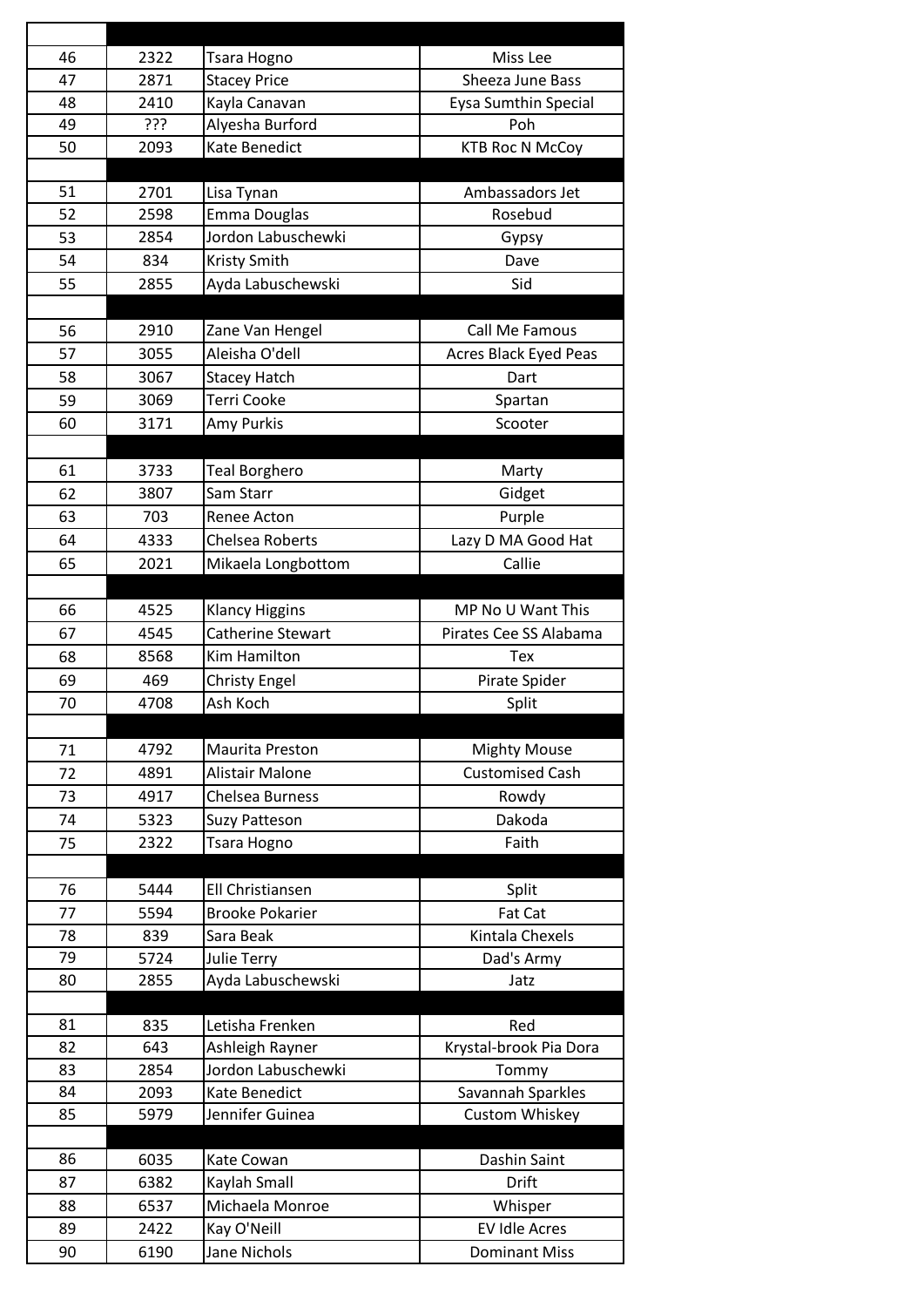| | | | |
|---|---|---|---|
| 46 | 2322 | Tsara Hogno | Miss Lee |
| 47 | 2871 | Stacey Price | Sheeza June Bass |
| 48 | 2410 | Kayla Canavan | Eysa Sumthin Special |
| 49 | ??? | Alyesha Burford | Poh |
| 50 | 2093 | Kate Benedict | KTB Roc N McCoy |
| | | | |
| 51 | 2701 | Lisa Tynan | Ambassadors Jet |
| 52 | 2598 | Emma Douglas | Rosebud |
| 53 | 2854 | Jordon Labuschewki | Gypsy |
| 54 | 834 | Kristy Smith | Dave |
| 55 | 2855 | Ayda Labuschewski | Sid |
| | | | |
| 56 | 2910 | Zane Van Hengel | Call Me Famous |
| 57 | 3055 | Aleisha O'dell | Acres Black Eyed Peas |
| 58 | 3067 | Stacey Hatch | Dart |
| 59 | 3069 | Terri Cooke | Spartan |
| 60 | 3171 | Amy Purkis | Scooter |
| | | | |
| 61 | 3733 | Teal Borghero | Marty |
| 62 | 3807 | Sam Starr | Gidget |
| 63 | 703 | Renee Acton | Purple |
| 64 | 4333 | Chelsea Roberts | Lazy D MA Good Hat |
| 65 | 2021 | Mikaela Longbottom | Callie |
| | | | |
| 66 | 4525 | Klancy Higgins | MP No U Want This |
| 67 | 4545 | Catherine Stewart | Pirates Cee SS Alabama |
| 68 | 8568 | Kim Hamilton | Tex |
| 69 | 469 | Christy Engel | Pirate Spider |
| 70 | 4708 | Ash Koch | Split |
| | | | |
| 71 | 4792 | Maurita Preston | Mighty Mouse |
| 72 | 4891 | Alistair Malone | Customised Cash |
| 73 | 4917 | Chelsea Burness | Rowdy |
| 74 | 5323 | Suzy Patteson | Dakoda |
| 75 | 2322 | Tsara Hogno | Faith |
| | | | |
| 76 | 5444 | Ell Christiansen | Split |
| 77 | 5594 | Brooke Pokarier | Fat Cat |
| 78 | 839 | Sara Beak | Kintala Chexels |
| 79 | 5724 | Julie Terry | Dad's Army |
| 80 | 2855 | Ayda Labuschewski | Jatz |
| | | | |
| 81 | 835 | Letisha Frenken | Red |
| 82 | 643 | Ashleigh Rayner | Krystal-brook Pia Dora |
| 83 | 2854 | Jordon Labuschewki | Tommy |
| 84 | 2093 | Kate Benedict | Savannah Sparkles |
| 85 | 5979 | Jennifer Guinea | Custom Whiskey |
| | | | |
| 86 | 6035 | Kate Cowan | Dashin Saint |
| 87 | 6382 | Kaylah Small | Drift |
| 88 | 6537 | Michaela Monroe | Whisper |
| 89 | 2422 | Kay O'Neill | EV Idle Acres |
| 90 | 6190 | Jane Nichols | Dominant Miss |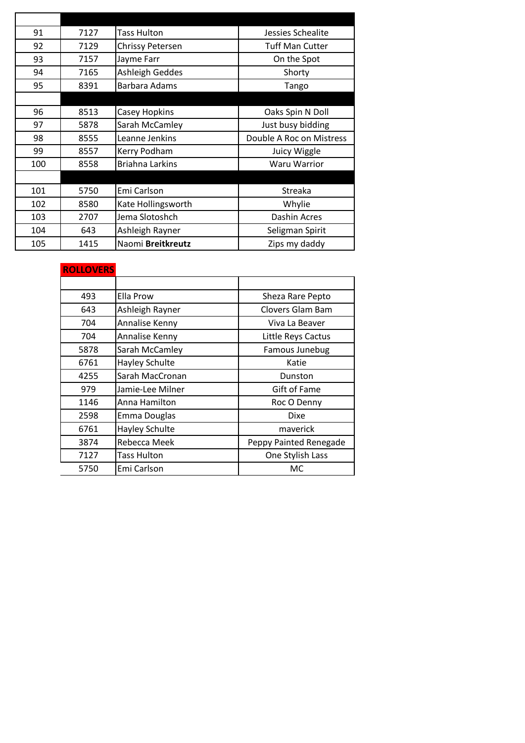| | | | |
|---|---|---|---|
| 91 | 7127 | Tass Hulton | Jessies Schealite |
| 92 | 7129 | Chrissy Petersen | Tuff Man Cutter |
| 93 | 7157 | Jayme Farr | On the Spot |
| 94 | 7165 | Ashleigh Geddes | Shorty |
| 95 | 8391 | Barbara Adams | Tango |
| | | | |
| 96 | 8513 | Casey Hopkins | Oaks Spin N Doll |
| 97 | 5878 | Sarah McCamley | Just busy bidding |
| 98 | 8555 | Leanne Jenkins | Double A Roc on Mistress |
| 99 | 8557 | Kerry Podham | Juicy Wiggle |
| 100 | 8558 | Briahna Larkins | Waru Warrior |
| | | | |
| 101 | 5750 | Emi Carlson | Streaka |
| 102 | 8580 | Kate Hollingsworth | Whylie |
| 103 | 2707 | Jema Slotoshch | Dashin Acres |
| 104 | 643 | Ashleigh Rayner | Seligman Spirit |
| 105 | 1415 | Naomi **Breitkreutz** | Zips my daddy |

**ROLLOVERS**

| | | |
|---|---|---|
| 493 | Ella Prow | Sheza Rare Pepto |
| 643 | Ashleigh Rayner | Clovers Glam Bam |
| 704 | Annalise Kenny | Viva La Beaver |
| 704 | Annalise Kenny | Little Reys Cactus |
| 5878 | Sarah McCamley | Famous Junebug |
| 6761 | Hayley Schulte | Katie |
| 4255 | Sarah MacCronan | Dunston |
| 979 | Jamie-Lee Milner | Gift of Fame |
| 1146 | Anna Hamilton | Roc O Denny |
| 2598 | Emma Douglas | Dixe |
| 6761 | Hayley Schulte | maverick |
| 3874 | Rebecca Meek | Peppy Painted Renegade |
| 7127 | Tass Hulton | One Stylish Lass |
| 5750 | Emi Carlson | MC |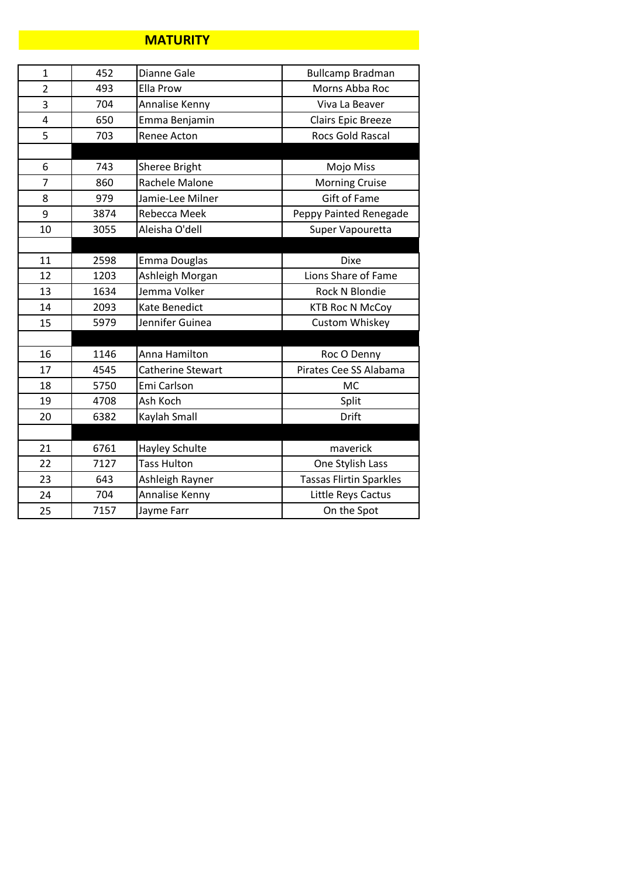# MATURITY

| | | | |
|---|---|---|---|
| 1 | 452 | Dianne Gale | Bullcamp Bradman |
| 2 | 493 | Ella Prow | Morns Abba Roc |
| 3 | 704 | Annalise Kenny | Viva La Beaver |
| 4 | 650 | Emma Benjamin | Clairs Epic Breeze |
| 5 | 703 | Renee Acton | Rocs Gold Rascal |
| | | | |
| 6 | 743 | Sheree Bright | Mojo Miss |
| 7 | 860 | Rachele Malone | Morning Cruise |
| 8 | 979 | Jamie-Lee Milner | Gift of Fame |
| 9 | 3874 | Rebecca Meek | Peppy Painted Renegade |
| 10 | 3055 | Aleisha O'dell | Super Vapouretta |
| | | | |
| 11 | 2598 | Emma Douglas | Dixe |
| 12 | 1203 | Ashleigh Morgan | Lions Share of Fame |
| 13 | 1634 | Jemma Volker | Rock N Blondie |
| 14 | 2093 | Kate Benedict | KTB Roc N McCoy |
| 15 | 5979 | Jennifer Guinea | Custom Whiskey |
| | | | |
| 16 | 1146 | Anna Hamilton | Roc O Denny |
| 17 | 4545 | Catherine Stewart | Pirates Cee SS Alabama |
| 18 | 5750 | Emi Carlson | MC |
| 19 | 4708 | Ash Koch | Split |
| 20 | 6382 | Kaylah Small | Drift |
| | | | |
| 21 | 6761 | Hayley Schulte | maverick |
| 22 | 7127 | Tass Hulton | One Stylish Lass |
| 23 | 643 | Ashleigh Rayner | Tassas Flirtin Sparkles |
| 24 | 704 | Annalise Kenny | Little Reys Cactus |
| 25 | 7157 | Jayme Farr | On the Spot |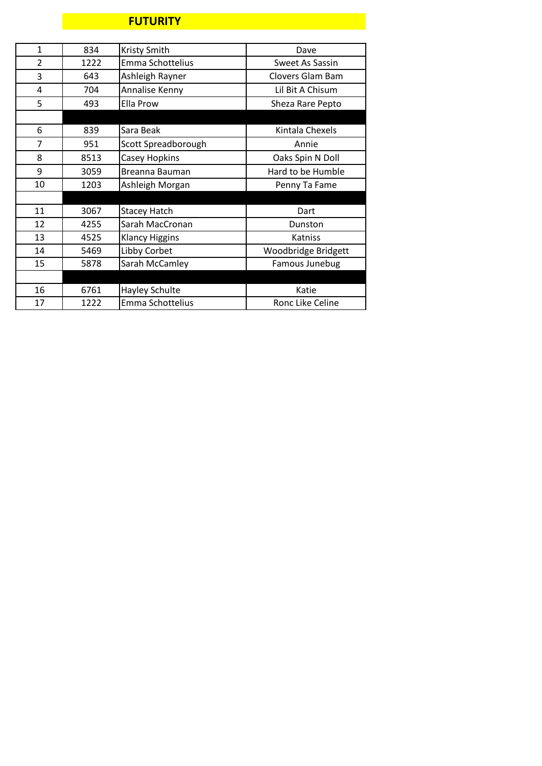## FUTURITY

| | | | |
|---|---|---|---|
| 1 | 834 | Kristy Smith | Dave |
| 2 | 1222 | Emma Schottelius | Sweet As Sassin |
| 3 | 643 | Ashleigh Rayner | Clovers Glam Bam |
| 4 | 704 | Annalise Kenny | Lil Bit A Chisum |
| 5 | 493 | Ella Prow | Sheza Rare Pepto |
| | | | |
| 6 | 839 | Sara Beak | Kintala Chexels |
| 7 | 951 | Scott Spreadborough | Annie |
| 8 | 8513 | Casey Hopkins | Oaks Spin N Doll |
| 9 | 3059 | Breanna Bauman | Hard to be Humble |
| 10 | 1203 | Ashleigh Morgan | Penny Ta Fame |
| | | | |
| 11 | 3067 | Stacey Hatch | Dart |
| 12 | 4255 | Sarah MacCronan | Dunston |
| 13 | 4525 | Klancy Higgins | Katniss |
| 14 | 5469 | Libby Corbet | Woodbridge Bridgett |
| 15 | 5878 | Sarah McCamley | Famous Junebug |
| | | | |
| 16 | 6761 | Hayley Schulte | Katie |
| 17 | 1222 | Emma Schottelius | Ronc Like Celine |